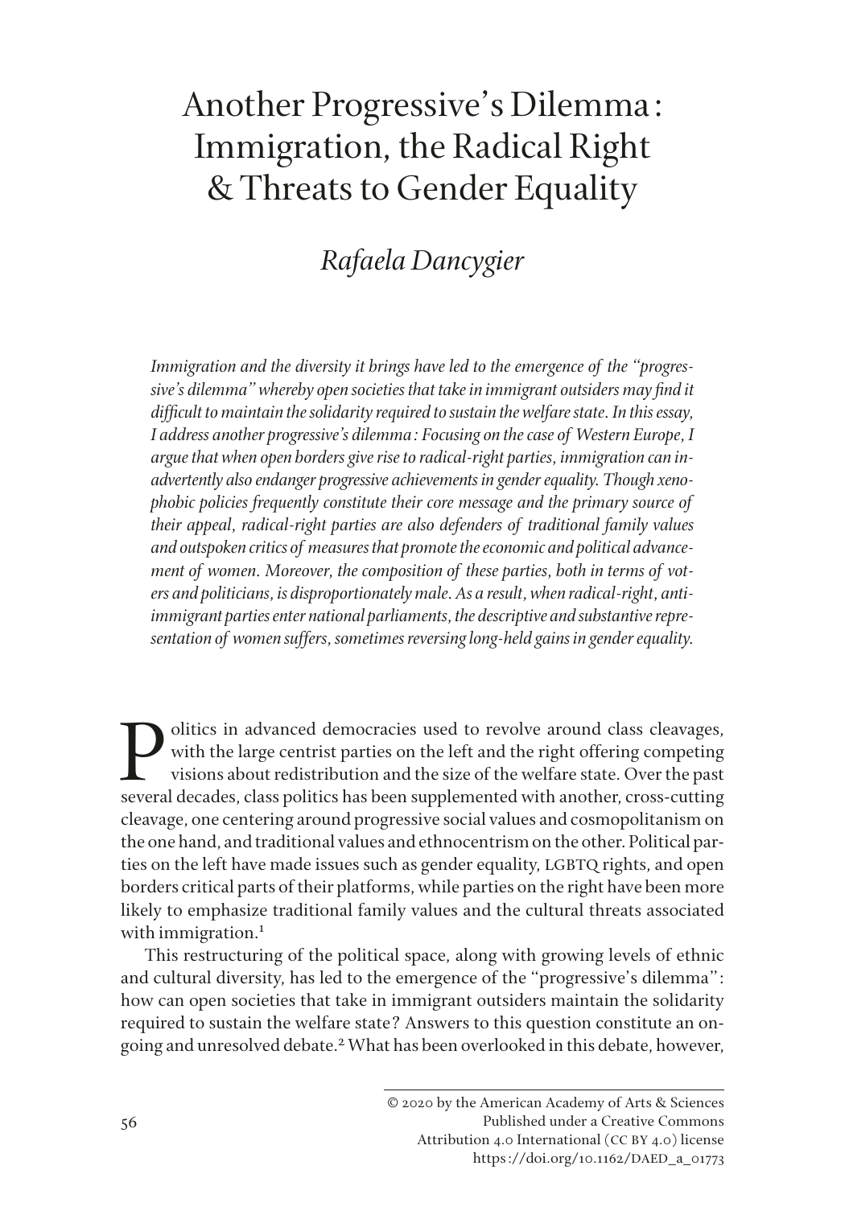# Another Progressive's Dilemma: Immigration, the Radical Right & Threats to Gender Equality

## *Rafaela Dancygier*

*Immigration and the diversity it brings have led to the emergence of the "progressive's dilemma" whereby open societies that take in immigrant outsiders may find it difficult to maintain the solidarity required to sustain the welfare state. In this essay, I address another progressive's dilemma: Focusing on the case of Western Europe, I argue that when open borders give rise to radical-right parties, immigration can inadvertently also endanger progressive achievements in gender equality. Though xenophobic policies frequently constitute their core message and the primary source of their appeal, radical-right parties are also defenders of traditional family values and outspoken critics of measures that promote the economic and political advancement of women. Moreover, the composition of these parties, both in terms of voters and politicians, is disproportionately male. As a result, when radical-right, anti-immigrant parties enter national parliaments, the descriptive and substantive representation of women suffers, sometimes reversing long-held gains in gender equality.*

Politics in advanced democracies used to revolve around class cleavages, with the large centrist parties on the left and the right offering competing visions about redistribution and the size of the welfare state. Over the past several decades, class politics has been supplemented with another, cross-cutting cleavage, one centering around progressive social values and cosmopolitanism on the one hand, and traditional values and ethnocentrism on the other. Political parties on the left have made issues such as gender equality, LGBTQ rights, and open borders critical parts of their platforms, while parties on the right have been more likely to emphasize traditional family values and the cultural threats associated with immigration.[1]

This restructuring of the political space, along with growing levels of ethnic and cultural diversity, has led to the emergence of the "progressive's dilemma": how can open societies that take in immigrant outsiders maintain the solidarity required to sustain the welfare state? Answers to this question constitute an ongoing and unresolved debate.[2] What has been overlooked in this debate, however,

© 2020 by the American Academy of Arts & Sciences
Published under a Creative Commons
Attribution 4.0 International (CC BY 4.0) license
https://doi.org/10.1162/DAED_a_01773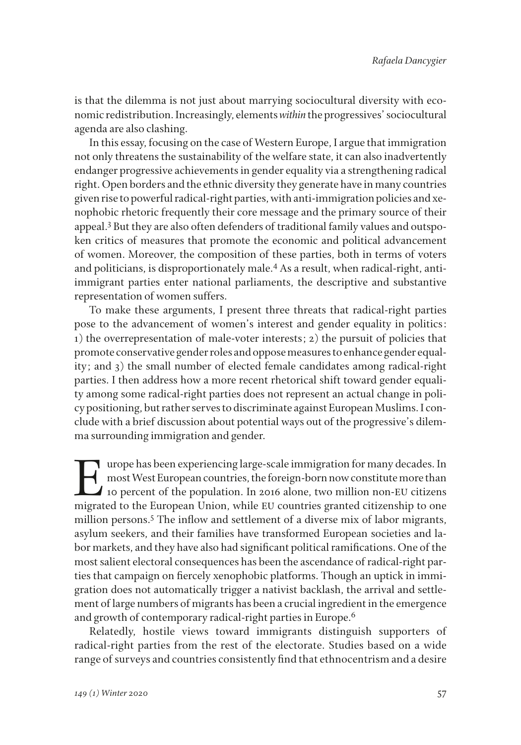is that the dilemma is not just about marrying sociocultural diversity with economic redistribution. Increasingly, elements *within* the progressives' sociocultural agenda are also clashing.

In this essay, focusing on the case of Western Europe, I argue that immigration not only threatens the sustainability of the welfare state, it can also inadvertently endanger progressive achievements in gender equality via a strengthening radical right. Open borders and the ethnic diversity they generate have in many countries given rise to powerful radical-right parties, with anti-immigration policies and xenophobic rhetoric frequently their core message and the primary source of their appeal.[3] But they are also often defenders of traditional family values and outspoken critics of measures that promote the economic and political advancement of women. Moreover, the composition of these parties, both in terms of voters and politicians, is disproportionately male.[4] As a result, when radical-right, anti-immigrant parties enter national parliaments, the descriptive and substantive representation of women suffers.

To make these arguments, I present three threats that radical-right parties pose to the advancement of women's interest and gender equality in politics: 1) the overrepresentation of male-voter interests; 2) the pursuit of policies that promote conservative gender roles and oppose measures to enhance gender equality; and 3) the small number of elected female candidates among radical-right parties. I then address how a more recent rhetorical shift toward gender equality among some radical-right parties does not represent an actual change in policy positioning, but rather serves to discriminate against European Muslims. I conclude with a brief discussion about potential ways out of the progressive's dilemma surrounding immigration and gender.

Europe has been experiencing large-scale immigration for many decades. In most West European countries, the foreign-born now constitute more than 10 percent of the population. In 2016 alone, two million non-EU citizens migrated to the European Union, while EU countries granted citizenship to one million persons.[5] The inflow and settlement of a diverse mix of labor migrants, asylum seekers, and their families have transformed European societies and labor markets, and they have also had significant political ramifications. One of the most salient electoral consequences has been the ascendance of radical-right parties that campaign on fiercely xenophobic platforms. Though an uptick in immigration does not automatically trigger a nativist backlash, the arrival and settlement of large numbers of migrants has been a crucial ingredient in the emergence and growth of contemporary radical-right parties in Europe.[6]

Relatedly, hostile views toward immigrants distinguish supporters of radical-right parties from the rest of the electorate. Studies based on a wide range of surveys and countries consistently find that ethnocentrism and a desire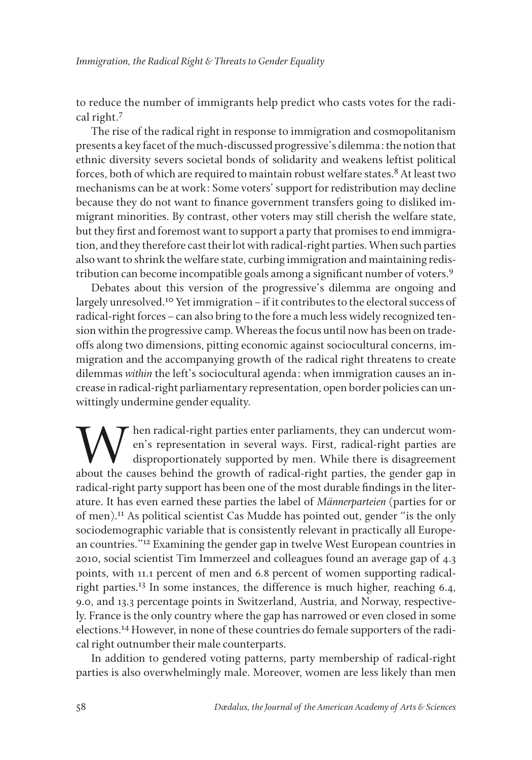to reduce the number of immigrants help predict who casts votes for the radical right.[7]

The rise of the radical right in response to immigration and cosmopolitanism presents a key facet of the much-discussed progressive's dilemma: the notion that ethnic diversity severs societal bonds of solidarity and weakens leftist political forces, both of which are required to maintain robust welfare states.[8] At least two mechanisms can be at work: Some voters' support for redistribution may decline because they do not want to finance government transfers going to disliked immigrant minorities. By contrast, other voters may still cherish the welfare state, but they first and foremost want to support a party that promises to end immigration, and they therefore cast their lot with radical-right parties. When such parties also want to shrink the welfare state, curbing immigration and maintaining redistribution can become incompatible goals among a significant number of voters.[9]

Debates about this version of the progressive's dilemma are ongoing and largely unresolved.[10] Yet immigration – if it contributes to the electoral success of radical-right forces – can also bring to the fore a much less widely recognized tension within the progressive camp. Whereas the focus until now has been on trade-offs along two dimensions, pitting economic against sociocultural concerns, immigration and the accompanying growth of the radical right threatens to create dilemmas *within* the left's sociocultural agenda: when immigration causes an increase in radical-right parliamentary representation, open border policies can unwittingly undermine gender equality.

When radical-right parties enter parliaments, they can undercut women's representation in several ways. First, radical-right parties are disproportionately supported by men. While there is disagreement about the causes behind the growth of radical-right parties, the gender gap in radical-right party support has been one of the most durable findings in the literature. It has even earned these parties the label of *Männerparteien* (parties for or of men).[11] As political scientist Cas Mudde has pointed out, gender "is the only sociodemographic variable that is consistently relevant in practically all European countries."[12] Examining the gender gap in twelve West European countries in 2010, social scientist Tim Immerzeel and colleagues found an average gap of 4.3 points, with 11.1 percent of men and 6.8 percent of women supporting radical-right parties.[13] In some instances, the difference is much higher, reaching 6.4, 9.0, and 13.3 percentage points in Switzerland, Austria, and Norway, respectively. France is the only country where the gap has narrowed or even closed in some elections.[14] However, in none of these countries do female supporters of the radical right outnumber their male counterparts.

In addition to gendered voting patterns, party membership of radical-right parties is also overwhelmingly male. Moreover, women are less likely than men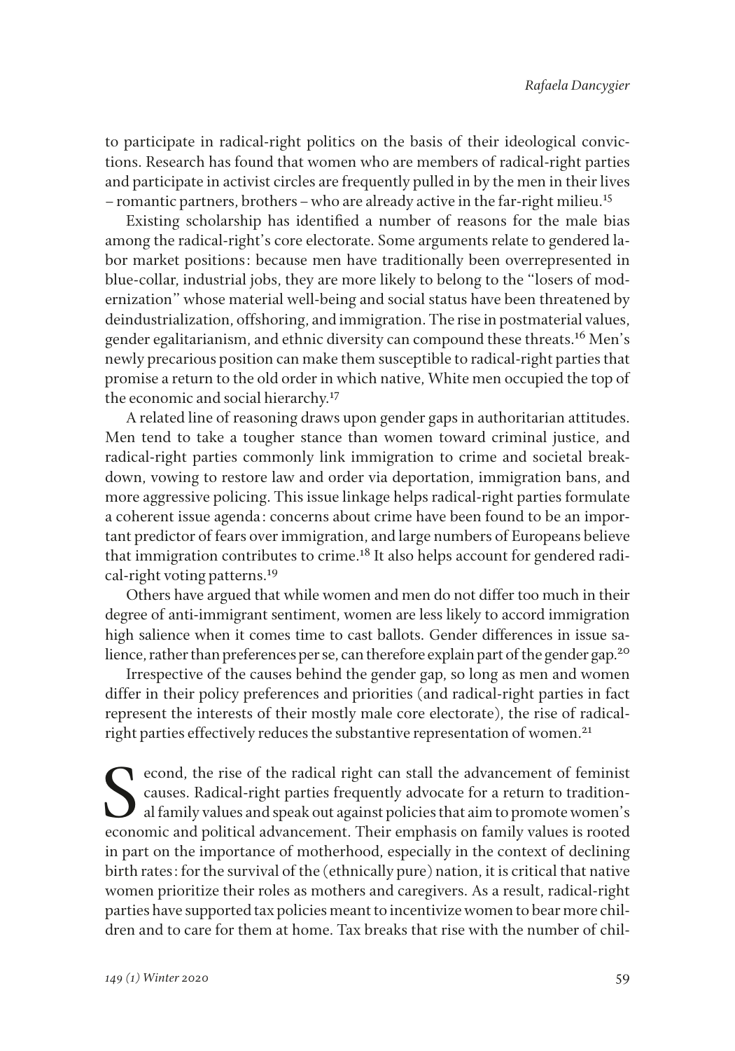to participate in radical-right politics on the basis of their ideological convictions. Research has found that women who are members of radical-right parties and participate in activist circles are frequently pulled in by the men in their lives – romantic partners, brothers – who are already active in the far-right milieu.[15]

Existing scholarship has identified a number of reasons for the male bias among the radical-right's core electorate. Some arguments relate to gendered labor market positions: because men have traditionally been overrepresented in blue-collar, industrial jobs, they are more likely to belong to the "losers of modernization" whose material well-being and social status have been threatened by deindustrialization, offshoring, and immigration. The rise in postmaterial values, gender egalitarianism, and ethnic diversity can compound these threats.[16] Men's newly precarious position can make them susceptible to radical-right parties that promise a return to the old order in which native, White men occupied the top of the economic and social hierarchy.[17]

A related line of reasoning draws upon gender gaps in authoritarian attitudes. Men tend to take a tougher stance than women toward criminal justice, and radical-right parties commonly link immigration to crime and societal breakdown, vowing to restore law and order via deportation, immigration bans, and more aggressive policing. This issue linkage helps radical-right parties formulate a coherent issue agenda: concerns about crime have been found to be an important predictor of fears over immigration, and large numbers of Europeans believe that immigration contributes to crime.[18] It also helps account for gendered radical-right voting patterns.[19]

Others have argued that while women and men do not differ too much in their degree of anti-immigrant sentiment, women are less likely to accord immigration high salience when it comes time to cast ballots. Gender differences in issue salience, rather than preferences per se, can therefore explain part of the gender gap.[20]

Irrespective of the causes behind the gender gap, so long as men and women differ in their policy preferences and priorities (and radical-right parties in fact represent the interests of their mostly male core electorate), the rise of radical-right parties effectively reduces the substantive representation of women.[21]

Second, the rise of the radical right can stall the advancement of feminist causes. Radical-right parties frequently advocate for a return to traditional family values and speak out against policies that aim to promote women's economic and political advancement. Their emphasis on family values is rooted in part on the importance of motherhood, especially in the context of declining birth rates: for the survival of the (ethnically pure) nation, it is critical that native women prioritize their roles as mothers and caregivers. As a result, radical-right parties have supported tax policies meant to incentivize women to bear more children and to care for them at home. Tax breaks that rise with the number of chil-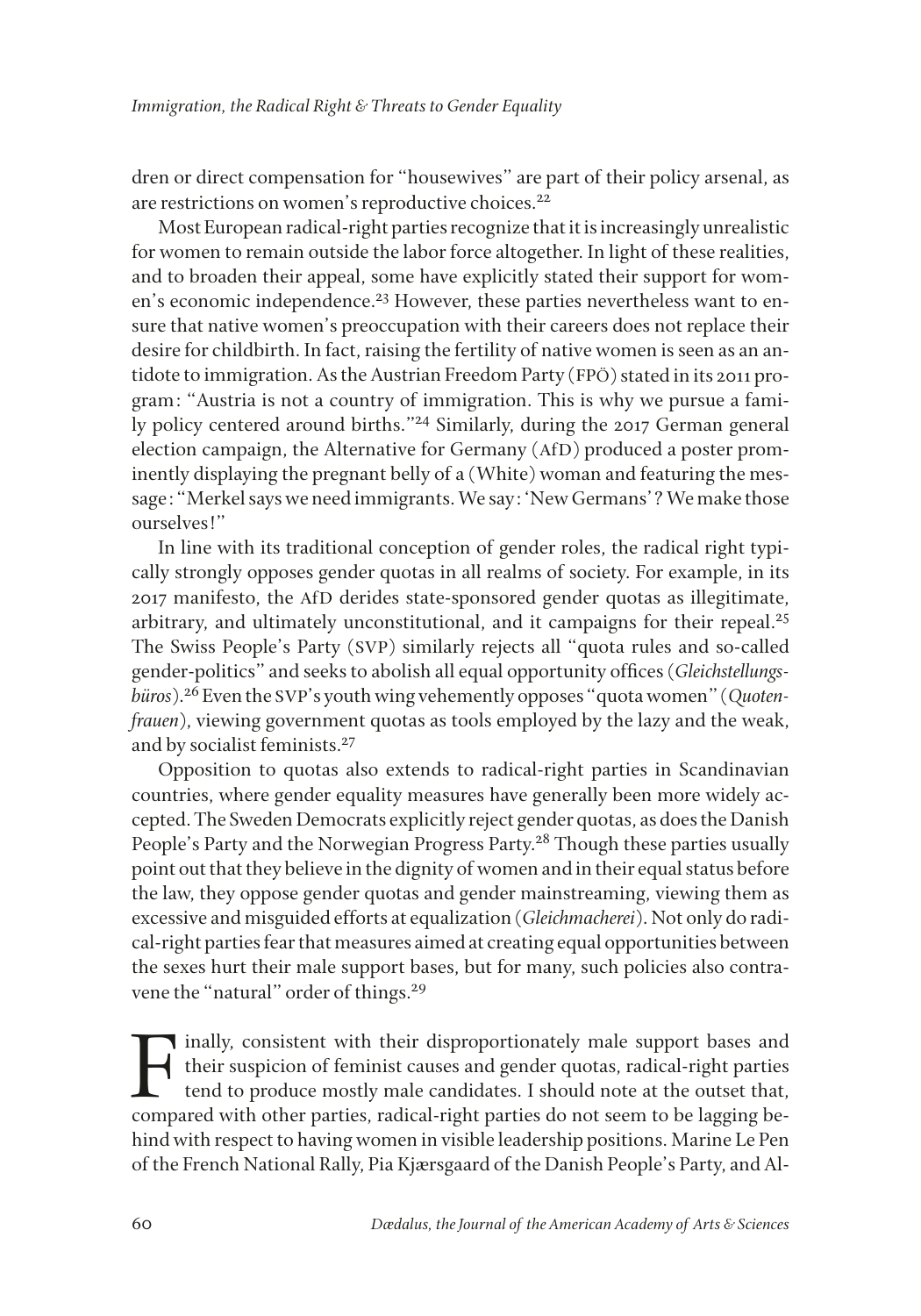dren or direct compensation for "housewives" are part of their policy arsenal, as are restrictions on women's reproductive choices.[22]

Most European radical-right parties recognize that it is increasingly unrealistic for women to remain outside the labor force altogether. In light of these realities, and to broaden their appeal, some have explicitly stated their support for women's economic independence.[23] However, these parties nevertheless want to ensure that native women's preoccupation with their careers does not replace their desire for childbirth. In fact, raising the fertility of native women is seen as an antidote to immigration. As the Austrian Freedom Party (FPÖ) stated in its 2011 program: "Austria is not a country of immigration. This is why we pursue a family policy centered around births."[24] Similarly, during the 2017 German general election campaign, the Alternative for Germany (AfD) produced a poster prominently displaying the pregnant belly of a (White) woman and featuring the message: "Merkel says we need immigrants. We say: 'New Germans'? We make those ourselves!"

In line with its traditional conception of gender roles, the radical right typically strongly opposes gender quotas in all realms of society. For example, in its 2017 manifesto, the AfD derides state-sponsored gender quotas as illegitimate, arbitrary, and ultimately unconstitutional, and it campaigns for their repeal.[25] The Swiss People's Party (SVP) similarly rejects all "quota rules and so-called gender-politics" and seeks to abolish all equal opportunity offices (*Gleichstellungsbüros*).[26] Even the SVP's youth wing vehemently opposes "quota women" (*Quotenfrauen*), viewing government quotas as tools employed by the lazy and the weak, and by socialist feminists.[27]

Opposition to quotas also extends to radical-right parties in Scandinavian countries, where gender equality measures have generally been more widely accepted. The Sweden Democrats explicitly reject gender quotas, as does the Danish People's Party and the Norwegian Progress Party.[28] Though these parties usually point out that they believe in the dignity of women and in their equal status before the law, they oppose gender quotas and gender mainstreaming, viewing them as excessive and misguided efforts at equalization (*Gleichmacherei*). Not only do radical-right parties fear that measures aimed at creating equal opportunities between the sexes hurt their male support bases, but for many, such policies also contravene the "natural" order of things.[29]

Finally, consistent with their disproportionately male support bases and their suspicion of feminist causes and gender quotas, radical-right parties tend to produce mostly male candidates. I should note at the outset that, compared with other parties, radical-right parties do not seem to be lagging behind with respect to having women in visible leadership positions. Marine Le Pen of the French National Rally, Pia Kjærsgaard of the Danish People's Party, and Al-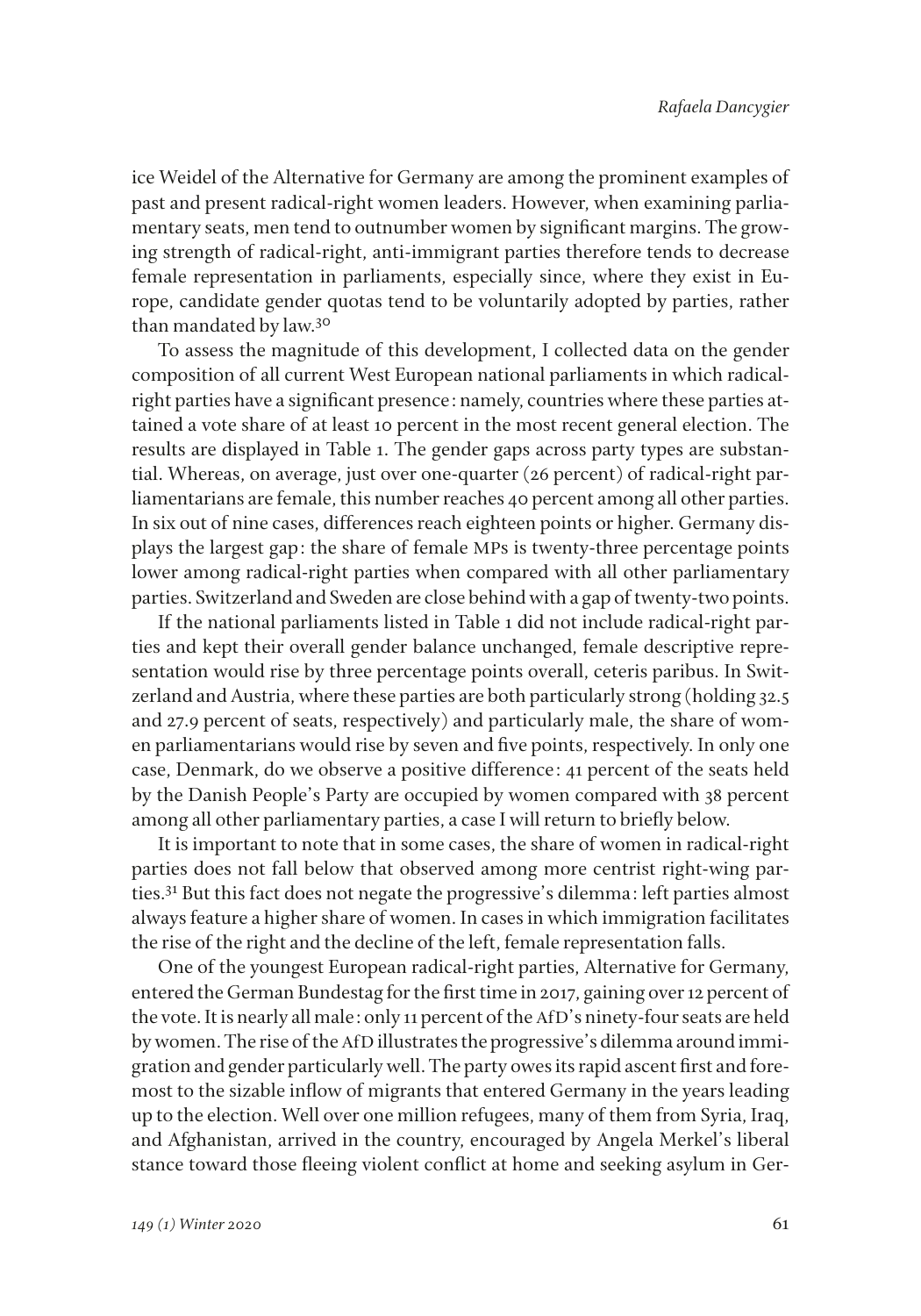ice Weidel of the Alternative for Germany are among the prominent examples of past and present radical-right women leaders. However, when examining parliamentary seats, men tend to outnumber women by significant margins. The growing strength of radical-right, anti-immigrant parties therefore tends to decrease female representation in parliaments, especially since, where they exist in Europe, candidate gender quotas tend to be voluntarily adopted by parties, rather than mandated by law.[30]

To assess the magnitude of this development, I collected data on the gender composition of all current West European national parliaments in which radical-right parties have a significant presence: namely, countries where these parties attained a vote share of at least 10 percent in the most recent general election. The results are displayed in Table 1. The gender gaps across party types are substantial. Whereas, on average, just over one-quarter (26 percent) of radical-right parliamentarians are female, this number reaches 40 percent among all other parties. In six out of nine cases, differences reach eighteen points or higher. Germany displays the largest gap: the share of female MPs is twenty-three percentage points lower among radical-right parties when compared with all other parliamentary parties. Switzerland and Sweden are close behind with a gap of twenty-two points.

If the national parliaments listed in Table 1 did not include radical-right parties and kept their overall gender balance unchanged, female descriptive representation would rise by three percentage points overall, ceteris paribus. In Switzerland and Austria, where these parties are both particularly strong (holding 32.5 and 27.9 percent of seats, respectively) and particularly male, the share of women parliamentarians would rise by seven and five points, respectively. In only one case, Denmark, do we observe a positive difference: 41 percent of the seats held by the Danish People's Party are occupied by women compared with 38 percent among all other parliamentary parties, a case I will return to briefly below.

It is important to note that in some cases, the share of women in radical-right parties does not fall below that observed among more centrist right-wing parties.[31] But this fact does not negate the progressive's dilemma: left parties almost always feature a higher share of women. In cases in which immigration facilitates the rise of the right and the decline of the left, female representation falls.

One of the youngest European radical-right parties, Alternative for Germany, entered the German Bundestag for the first time in 2017, gaining over 12 percent of the vote. It is nearly all male: only 11 percent of the AfD's ninety-four seats are held by women. The rise of the AfD illustrates the progressive's dilemma around immigration and gender particularly well. The party owes its rapid ascent first and foremost to the sizable inflow of migrants that entered Germany in the years leading up to the election. Well over one million refugees, many of them from Syria, Iraq, and Afghanistan, arrived in the country, encouraged by Angela Merkel's liberal stance toward those fleeing violent conflict at home and seeking asylum in Ger-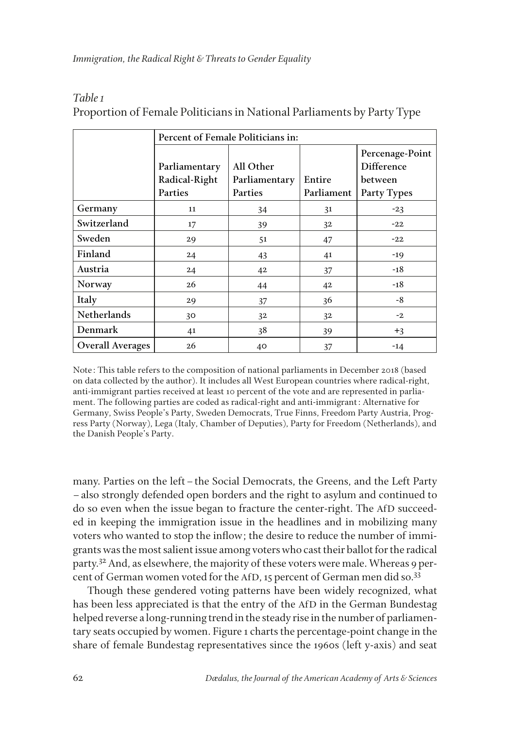*Table 1*
Proportion of Female Politicians in National Parliaments by Party Type

| | Percent of Female Politicians in: | | | |
|---|---|---|---|---|
| | Parliamentary Radical-Right Parties | All Other Parliamentary Parties | Entire Parliament | Percenage-Point Difference between Party Types |
| Germany | 11 | 34 | 31 | -23 |
| Switzerland | 17 | 39 | 32 | -22 |
| Sweden | 29 | 51 | 47 | -22 |
| Finland | 24 | 43 | 41 | -19 |
| Austria | 24 | 42 | 37 | -18 |
| Norway | 26 | 44 | 42 | -18 |
| Italy | 29 | 37 | 36 | -8 |
| Netherlands | 30 | 32 | 32 | -2 |
| Denmark | 41 | 38 | 39 | +3 |
| Overall Averages | 26 | 40 | 37 | -14 |

Note: This table refers to the composition of national parliaments in December 2018 (based on data collected by the author). It includes all West European countries where radical-right, anti-immigrant parties received at least 10 percent of the vote and are represented in parliament. The following parties are coded as radical-right and anti-immigrant: Alternative for Germany, Swiss People's Party, Sweden Democrats, True Finns, Freedom Party Austria, Progress Party (Norway), Lega (Italy, Chamber of Deputies), Party for Freedom (Netherlands), and the Danish People's Party.

many. Parties on the left – the Social Democrats, the Greens, and the Left Party – also strongly defended open borders and the right to asylum and continued to do so even when the issue began to fracture the center-right. The AfD succeeded in keeping the immigration issue in the headlines and in mobilizing many voters who wanted to stop the inflow; the desire to reduce the number of immigrants was the most salient issue among voters who cast their ballot for the radical party.[32] And, as elsewhere, the majority of these voters were male. Whereas 9 percent of German women voted for the AfD, 15 percent of German men did so.[33]

Though these gendered voting patterns have been widely recognized, what has been less appreciated is that the entry of the AfD in the German Bundestag helped reverse a long-running trend in the steady rise in the number of parliamentary seats occupied by women. Figure 1 charts the percentage-point change in the share of female Bundestag representatives since the 1960s (left y-axis) and seat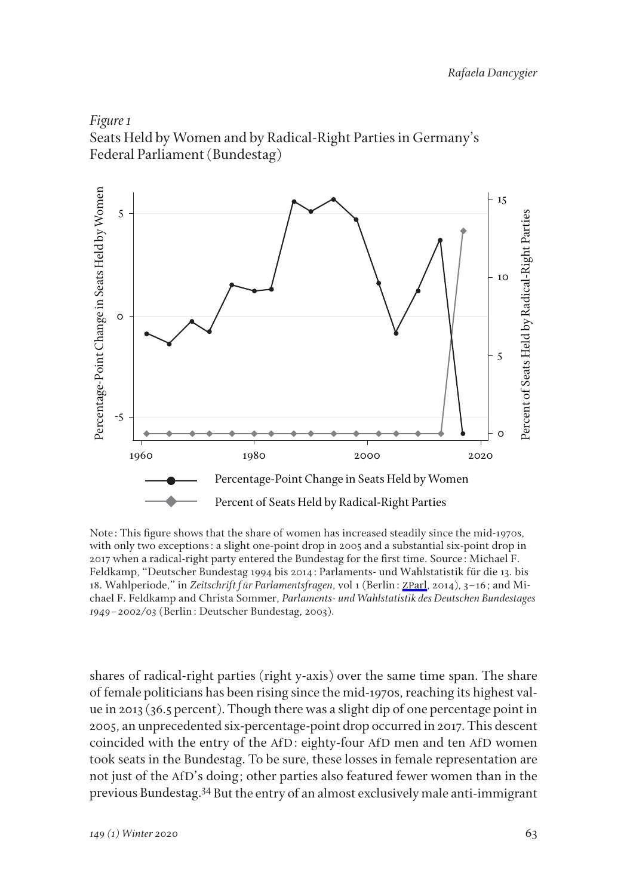*Figure 1*
Seats Held by Women and by Radical-Right Parties in Germany's Federal Parliament (Bundestag)

Note: This figure shows that the share of women has increased steadily since the mid-1970s, with only two exceptions: a slight one-point drop in 2005 and a substantial six-point drop in 2017 when a radical-right party entered the Bundestag for the first time. Source: Michael F. Feldkamp, "Deutscher Bundestag 1994 bis 2014: Parlaments- und Wahlstatistik für die 13. bis 18. Wahlperiode," in *Zeitschrift für Parlamentsfragen*, vol 1 (Berlin: ZParl, 2014), 3–16; and Michael F. Feldkamp and Christa Sommer, *Parlaments- und Wahlstatistik des Deutschen Bundestages 1949–2002/03* (Berlin: Deutscher Bundestag, 2003).

shares of radical-right parties (right y-axis) over the same time span. The share of female politicians has been rising since the mid-1970s, reaching its highest value in 2013 (36.5 percent). Though there was a slight dip of one percentage point in 2005, an unprecedented six-percentage-point drop occurred in 2017. This descent coincided with the entry of the AfD: eighty-four AfD men and ten AfD women took seats in the Bundestag. To be sure, these losses in female representation are not just of the AfD's doing; other parties also featured fewer women than in the previous Bundestag.[34] But the entry of an almost exclusively male anti-immigrant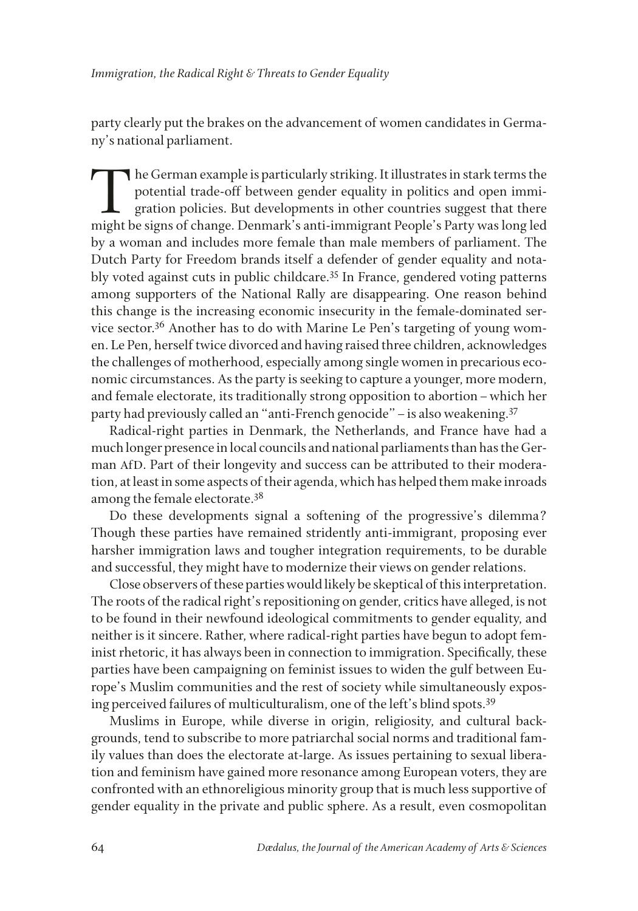party clearly put the brakes on the advancement of women candidates in Germany's national parliament.

The German example is particularly striking. It illustrates in stark terms the potential trade-off between gender equality in politics and open immigration policies. But developments in other countries suggest that there might be signs of change. Denmark's anti-immigrant People's Party was long led by a woman and includes more female than male members of parliament. The Dutch Party for Freedom brands itself a defender of gender equality and notably voted against cuts in public childcare.[35] In France, gendered voting patterns among supporters of the National Rally are disappearing. One reason behind this change is the increasing economic insecurity in the female-dominated service sector.[36] Another has to do with Marine Le Pen's targeting of young women. Le Pen, herself twice divorced and having raised three children, acknowledges the challenges of motherhood, especially among single women in precarious economic circumstances. As the party is seeking to capture a younger, more modern, and female electorate, its traditionally strong opposition to abortion – which her party had previously called an "anti-French genocide" – is also weakening.[37]

Radical-right parties in Denmark, the Netherlands, and France have had a much longer presence in local councils and national parliaments than has the German AfD. Part of their longevity and success can be attributed to their moderation, at least in some aspects of their agenda, which has helped them make inroads among the female electorate.[38]

Do these developments signal a softening of the progressive's dilemma? Though these parties have remained stridently anti-immigrant, proposing ever harsher immigration laws and tougher integration requirements, to be durable and successful, they might have to modernize their views on gender relations.

Close observers of these parties would likely be skeptical of this interpretation. The roots of the radical right's repositioning on gender, critics have alleged, is not to be found in their newfound ideological commitments to gender equality, and neither is it sincere. Rather, where radical-right parties have begun to adopt feminist rhetoric, it has always been in connection to immigration. Specifically, these parties have been campaigning on feminist issues to widen the gulf between Europe's Muslim communities and the rest of society while simultaneously exposing perceived failures of multiculturalism, one of the left's blind spots.[39]

Muslims in Europe, while diverse in origin, religiosity, and cultural backgrounds, tend to subscribe to more patriarchal social norms and traditional family values than does the electorate at-large. As issues pertaining to sexual liberation and feminism have gained more resonance among European voters, they are confronted with an ethnoreligious minority group that is much less supportive of gender equality in the private and public sphere. As a result, even cosmopolitan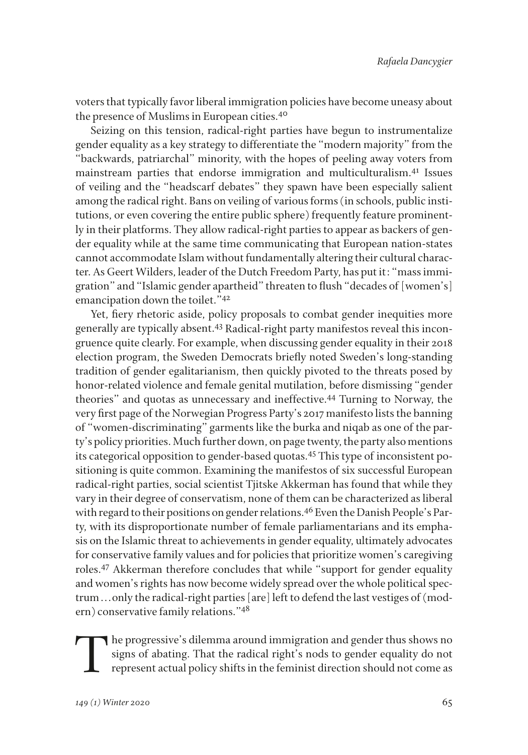voters that typically favor liberal immigration policies have become uneasy about the presence of Muslims in European cities.[40]

Seizing on this tension, radical-right parties have begun to instrumentalize gender equality as a key strategy to differentiate the "modern majority" from the "backwards, patriarchal" minority, with the hopes of peeling away voters from mainstream parties that endorse immigration and multiculturalism.[41] Issues of veiling and the "headscarf debates" they spawn have been especially salient among the radical right. Bans on veiling of various forms (in schools, public institutions, or even covering the entire public sphere) frequently feature prominently in their platforms. They allow radical-right parties to appear as backers of gender equality while at the same time communicating that European nation-states cannot accommodate Islam without fundamentally altering their cultural character. As Geert Wilders, leader of the Dutch Freedom Party, has put it: "mass immigration" and "Islamic gender apartheid" threaten to flush "decades of [women's] emancipation down the toilet."[42]

Yet, fiery rhetoric aside, policy proposals to combat gender inequities more generally are typically absent.[43] Radical-right party manifestos reveal this incongruence quite clearly. For example, when discussing gender equality in their 2018 election program, the Sweden Democrats briefly noted Sweden's long-standing tradition of gender egalitarianism, then quickly pivoted to the threats posed by honor-related violence and female genital mutilation, before dismissing "gender theories" and quotas as unnecessary and ineffective.[44] Turning to Norway, the very first page of the Norwegian Progress Party's 2017 manifesto lists the banning of "women-discriminating" garments like the burka and niqab as one of the party's policy priorities. Much further down, on page twenty, the party also mentions its categorical opposition to gender-based quotas.[45] This type of inconsistent positioning is quite common. Examining the manifestos of six successful European radical-right parties, social scientist Tjitske Akkerman has found that while they vary in their degree of conservatism, none of them can be characterized as liberal with regard to their positions on gender relations.[46] Even the Danish People's Party, with its disproportionate number of female parliamentarians and its emphasis on the Islamic threat to achievements in gender equality, ultimately advocates for conservative family values and for policies that prioritize women's caregiving roles.[47] Akkerman therefore concludes that while "support for gender equality and women's rights has now become widely spread over the whole political spectrum...only the radical-right parties [are] left to defend the last vestiges of (modern) conservative family relations."[48]

The progressive's dilemma around immigration and gender thus shows no signs of abating. That the radical right's nods to gender equality do not represent actual policy shifts in the feminist direction should not come as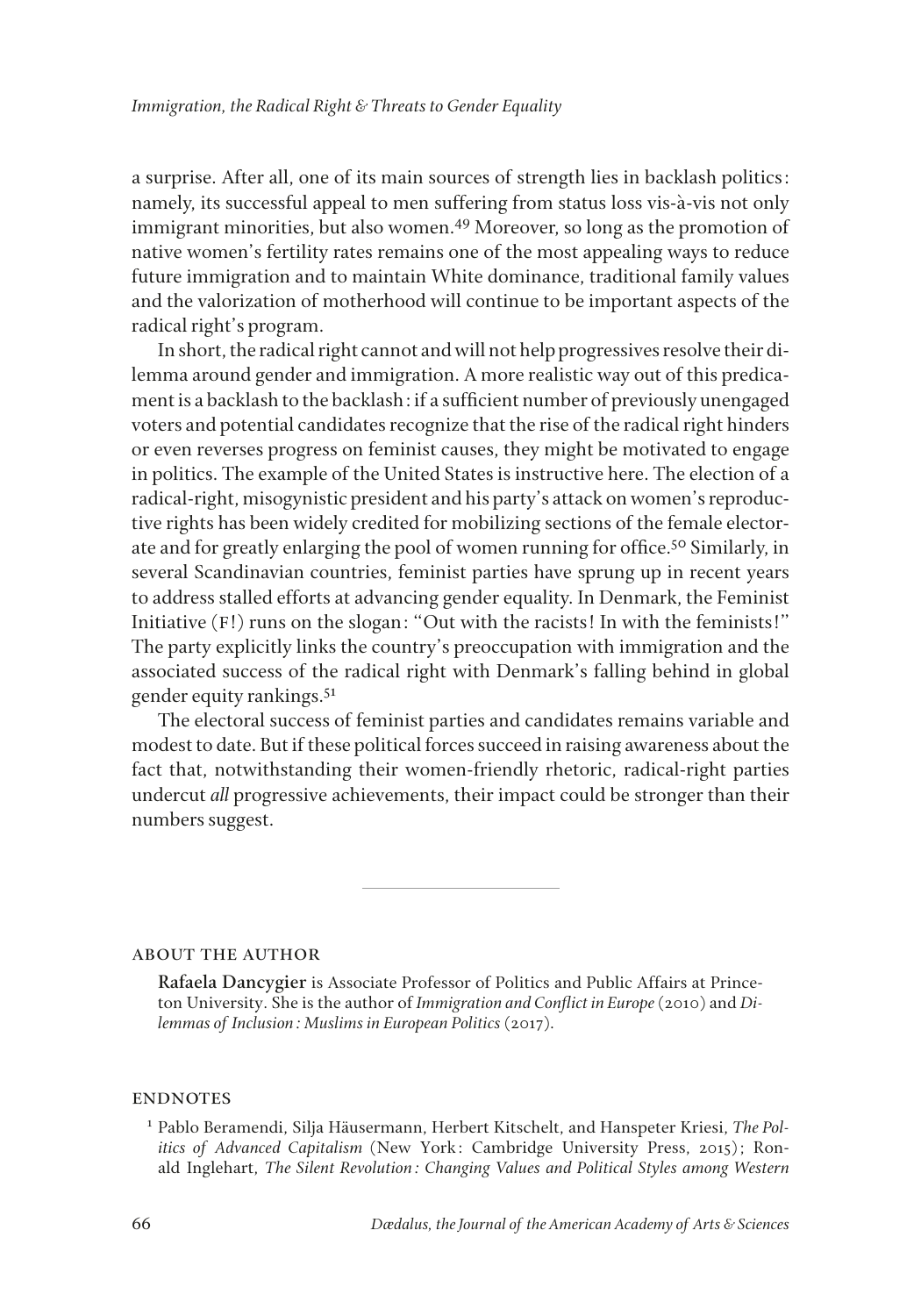a surprise. After all, one of its main sources of strength lies in backlash politics: namely, its successful appeal to men suffering from status loss vis-à-vis not only immigrant minorities, but also women.[49] Moreover, so long as the promotion of native women's fertility rates remains one of the most appealing ways to reduce future immigration and to maintain White dominance, traditional family values and the valorization of motherhood will continue to be important aspects of the radical right's program.

In short, the radical right cannot and will not help progressives resolve their dilemma around gender and immigration. A more realistic way out of this predicament is a backlash to the backlash: if a sufficient number of previously unengaged voters and potential candidates recognize that the rise of the radical right hinders or even reverses progress on feminist causes, they might be motivated to engage in politics. The example of the United States is instructive here. The election of a radical-right, misogynistic president and his party's attack on women's reproductive rights has been widely credited for mobilizing sections of the female electorate and for greatly enlarging the pool of women running for office.[50] Similarly, in several Scandinavian countries, feminist parties have sprung up in recent years to address stalled efforts at advancing gender equality. In Denmark, the Feminist Initiative (F!) runs on the slogan: "Out with the racists! In with the feminists!" The party explicitly links the country's preoccupation with immigration and the associated success of the radical right with Denmark's falling behind in global gender equity rankings.[51]

The electoral success of feminist parties and candidates remains variable and modest to date. But if these political forces succeed in raising awareness about the fact that, notwithstanding their women-friendly rhetoric, radical-right parties undercut *all* progressive achievements, their impact could be stronger than their numbers suggest.

---

## About the Author

**Rafaela Dancygier** is Associate Professor of Politics and Public Affairs at Princeton University. She is the author of *Immigration and Conflict in Europe* (2010) and *Dilemmas of Inclusion: Muslims in European Politics* (2017).

## Endnotes

[1] Pablo Beramendi, Silja Häusermann, Herbert Kitschelt, and Hanspeter Kriesi, *The Politics of Advanced Capitalism* (New York: Cambridge University Press, 2015); Ronald Inglehart, *The Silent Revolution: Changing Values and Political Styles among Western*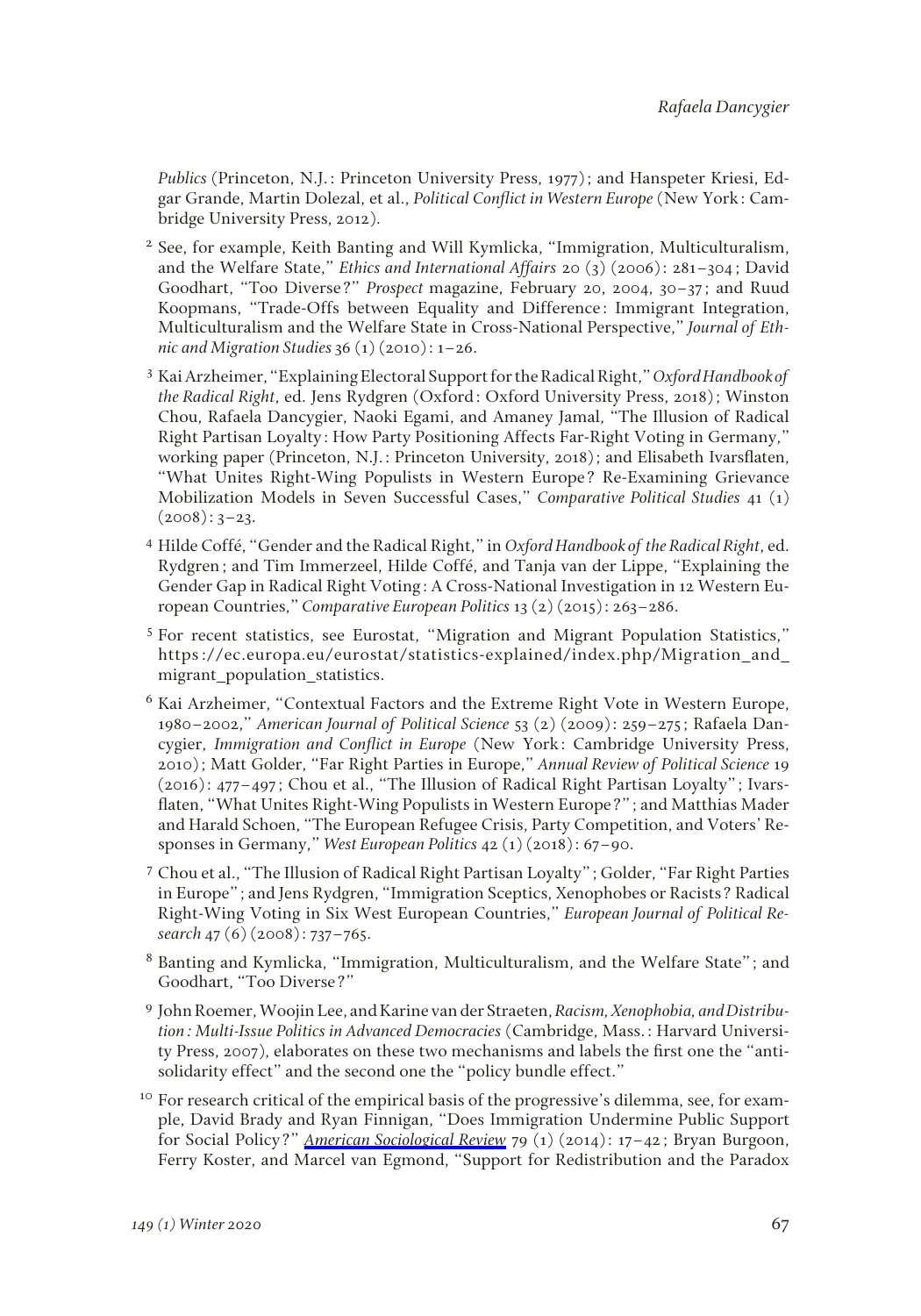*Publics* (Princeton, N.J.: Princeton University Press, 1977); and Hanspeter Kriesi, Edgar Grande, Martin Dolezal, et al., *Political Conflict in Western Europe* (New York: Cambridge University Press, 2012).

[2] See, for example, Keith Banting and Will Kymlicka, "Immigration, Multiculturalism, and the Welfare State," *Ethics and International Affairs* 20 (3) (2006): 281–304; David Goodhart, "Too Diverse?" *Prospect* magazine, February 20, 2004, 30–37; and Ruud Koopmans, "Trade-Offs between Equality and Difference: Immigrant Integration, Multiculturalism and the Welfare State in Cross-National Perspective," *Journal of Ethnic and Migration Studies* 36 (1) (2010): 1–26.

[3] Kai Arzheimer, "Explaining Electoral Support for the Radical Right," *Oxford Handbook of the Radical Right*, ed. Jens Rydgren (Oxford: Oxford University Press, 2018); Winston Chou, Rafaela Dancygier, Naoki Egami, and Amaney Jamal, "The Illusion of Radical Right Partisan Loyalty: How Party Positioning Affects Far-Right Voting in Germany," working paper (Princeton, N.J.: Princeton University, 2018); and Elisabeth Ivarsflaten, "What Unites Right-Wing Populists in Western Europe? Re-Examining Grievance Mobilization Models in Seven Successful Cases," *Comparative Political Studies* 41 (1) (2008): 3–23.

[4] Hilde Coffé, "Gender and the Radical Right," in *Oxford Handbook of the Radical Right*, ed. Rydgren; and Tim Immerzeel, Hilde Coffé, and Tanja van der Lippe, "Explaining the Gender Gap in Radical Right Voting: A Cross-National Investigation in 12 Western European Countries," *Comparative European Politics* 13 (2) (2015): 263–286.

[5] For recent statistics, see Eurostat, "Migration and Migrant Population Statistics," https://ec.europa.eu/eurostat/statistics-explained/index.php/Migration_and_migrant_population_statistics.

[6] Kai Arzheimer, "Contextual Factors and the Extreme Right Vote in Western Europe, 1980–2002," *American Journal of Political Science* 53 (2) (2009): 259–275; Rafaela Dancygier, *Immigration and Conflict in Europe* (New York: Cambridge University Press, 2010); Matt Golder, "Far Right Parties in Europe," *Annual Review of Political Science* 19 (2016): 477–497; Chou et al., "The Illusion of Radical Right Partisan Loyalty"; Ivarsflaten, "What Unites Right-Wing Populists in Western Europe?"; and Matthias Mader and Harald Schoen, "The European Refugee Crisis, Party Competition, and Voters' Responses in Germany," *West European Politics* 42 (1) (2018): 67–90.

[7] Chou et al., "The Illusion of Radical Right Partisan Loyalty"; Golder, "Far Right Parties in Europe"; and Jens Rydgren, "Immigration Sceptics, Xenophobes or Racists? Radical Right-Wing Voting in Six West European Countries," *European Journal of Political Research* 47 (6) (2008): 737–765.

[8] Banting and Kymlicka, "Immigration, Multiculturalism, and the Welfare State"; and Goodhart, "Too Diverse?"

[9] John Roemer, Woojin Lee, and Karine van der Straeten, *Racism, Xenophobia, and Distribution: Multi-Issue Politics in Advanced Democracies* (Cambridge, Mass.: Harvard University Press, 2007), elaborates on these two mechanisms and labels the first one the "antisolidarity effect" and the second one the "policy bundle effect."

[10] For research critical of the empirical basis of the progressive's dilemma, see, for example, David Brady and Ryan Finnigan, "Does Immigration Undermine Public Support for Social Policy?" *American Sociological Review* 79 (1) (2014): 17–42; Bryan Burgoon, Ferry Koster, and Marcel van Egmond, "Support for Redistribution and the Paradox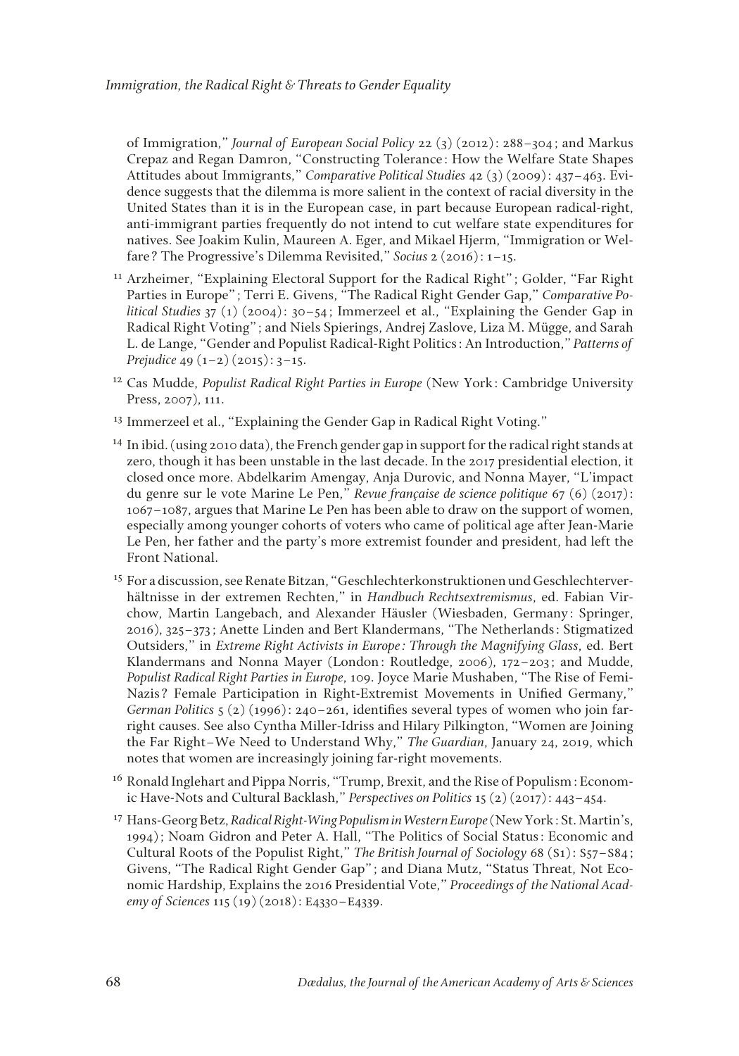of Immigration," *Journal of European Social Policy* 22 (3) (2012): 288–304; and Markus Crepaz and Regan Damron, "Constructing Tolerance: How the Welfare State Shapes Attitudes about Immigrants," *Comparative Political Studies* 42 (3) (2009): 437–463. Evidence suggests that the dilemma is more salient in the context of racial diversity in the United States than it is in the European case, in part because European radical-right, anti-immigrant parties frequently do not intend to cut welfare state expenditures for natives. See Joakim Kulin, Maureen A. Eger, and Mikael Hjerm, "Immigration or Welfare? The Progressive's Dilemma Revisited," *Socius* 2 (2016): 1–15.

[11] Arzheimer, "Explaining Electoral Support for the Radical Right"; Golder, "Far Right Parties in Europe"; Terri E. Givens, "The Radical Right Gender Gap," *Comparative Political Studies* 37 (1) (2004): 30–54; Immerzeel et al., "Explaining the Gender Gap in Radical Right Voting"; and Niels Spierings, Andrej Zaslove, Liza M. Mügge, and Sarah L. de Lange, "Gender and Populist Radical-Right Politics: An Introduction," *Patterns of Prejudice* 49 (1–2) (2015): 3–15.

[12] Cas Mudde, *Populist Radical Right Parties in Europe* (New York: Cambridge University Press, 2007), 111.

[13] Immerzeel et al., "Explaining the Gender Gap in Radical Right Voting."

[14] In ibid. (using 2010 data), the French gender gap in support for the radical right stands at zero, though it has been unstable in the last decade. In the 2017 presidential election, it closed once more. Abdelkarim Amengay, Anja Durovic, and Nonna Mayer, "L'impact du genre sur le vote Marine Le Pen," *Revue française de science politique* 67 (6) (2017): 1067–1087, argues that Marine Le Pen has been able to draw on the support of women, especially among younger cohorts of voters who came of political age after Jean-Marie Le Pen, her father and the party's more extremist founder and president, had left the Front National.

[15] For a discussion, see Renate Bitzan, "Geschlechterkonstruktionen und Geschlechterverhältnisse in der extremen Rechten," in *Handbuch Rechtsextremismus*, ed. Fabian Virchow, Martin Langebach, and Alexander Häusler (Wiesbaden, Germany: Springer, 2016), 325–373; Anette Linden and Bert Klandermans, "The Netherlands: Stigmatized Outsiders," in *Extreme Right Activists in Europe: Through the Magnifying Glass*, ed. Bert Klandermans and Nonna Mayer (London: Routledge, 2006), 172–203; and Mudde, *Populist Radical Right Parties in Europe*, 109. Joyce Marie Mushaben, "The Rise of Femi-Nazis? Female Participation in Right-Extremist Movements in Unified Germany," *German Politics* 5 (2) (1996): 240–261, identifies several types of women who join far-right causes. See also Cynthia Miller-Idriss and Hilary Pilkington, "Women are Joining the Far Right–We Need to Understand Why," *The Guardian*, January 24, 2019, which notes that women are increasingly joining far-right movements.

[16] Ronald Inglehart and Pippa Norris, "Trump, Brexit, and the Rise of Populism: Economic Have-Nots and Cultural Backlash," *Perspectives on Politics* 15 (2) (2017): 443–454.

[17] Hans-Georg Betz, *Radical Right-Wing Populism in Western Europe* (New York: St. Martin's, 1994); Noam Gidron and Peter A. Hall, "The Politics of Social Status: Economic and Cultural Roots of the Populist Right," *The British Journal of Sociology* 68 (S1): S57–S84; Givens, "The Radical Right Gender Gap"; and Diana Mutz, "Status Threat, Not Economic Hardship, Explains the 2016 Presidential Vote," *Proceedings of the National Academy of Sciences* 115 (19) (2018): E4330–E4339.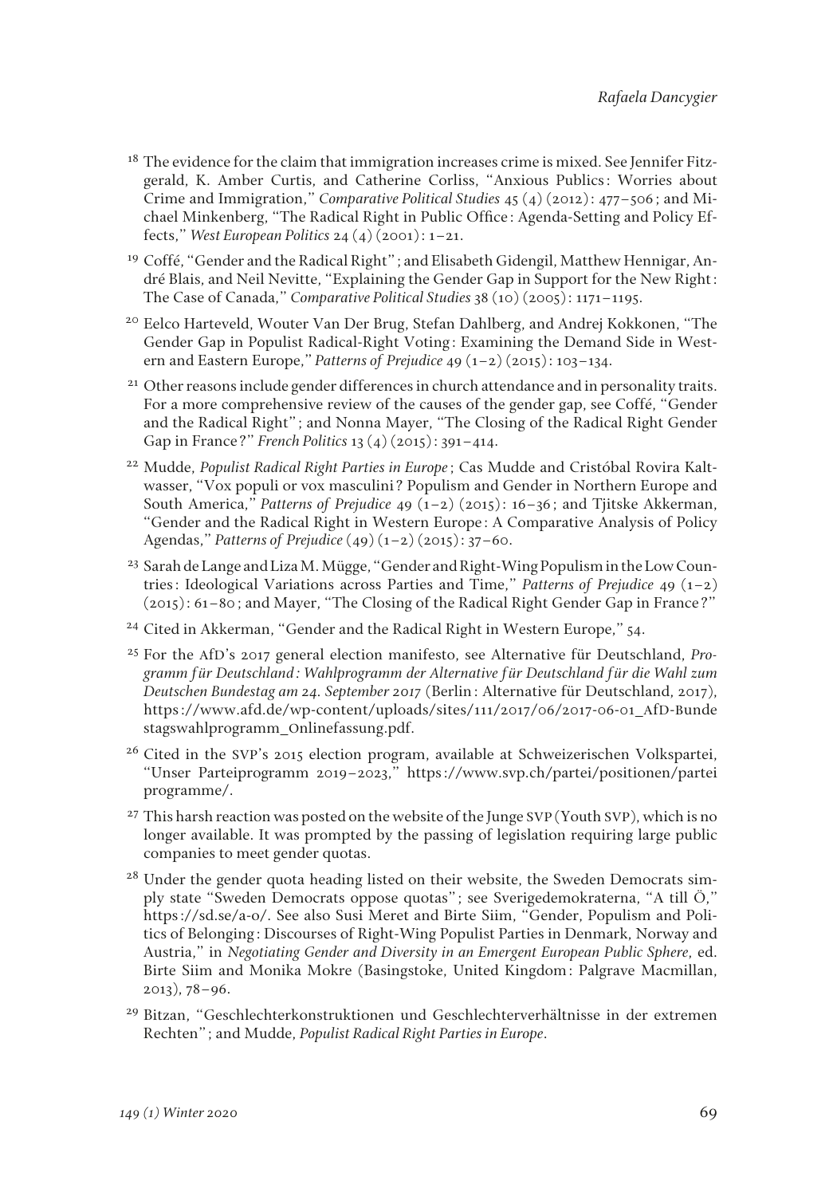[18] The evidence for the claim that immigration increases crime is mixed. See Jennifer Fitzgerald, K. Amber Curtis, and Catherine Corliss, "Anxious Publics: Worries about Crime and Immigration," *Comparative Political Studies* 45 (4) (2012): 477–506; and Michael Minkenberg, "The Radical Right in Public Office: Agenda-Setting and Policy Effects," *West European Politics* 24 (4) (2001): 1–21.

[19] Coffé, "Gender and the Radical Right"; and Elisabeth Gidengil, Matthew Hennigar, André Blais, and Neil Nevitte, "Explaining the Gender Gap in Support for the New Right: The Case of Canada," *Comparative Political Studies* 38 (10) (2005): 1171–1195.

[20] Eelco Harteveld, Wouter Van Der Brug, Stefan Dahlberg, and Andrej Kokkonen, "The Gender Gap in Populist Radical-Right Voting: Examining the Demand Side in Western and Eastern Europe," *Patterns of Prejudice* 49 (1–2) (2015): 103–134.

[21] Other reasons include gender differences in church attendance and in personality traits. For a more comprehensive review of the causes of the gender gap, see Coffé, "Gender and the Radical Right"; and Nonna Mayer, "The Closing of the Radical Right Gender Gap in France?" *French Politics* 13 (4) (2015): 391–414.

[22] Mudde, *Populist Radical Right Parties in Europe*; Cas Mudde and Cristóbal Rovira Kaltwasser, "Vox populi or vox masculini? Populism and Gender in Northern Europe and South America," *Patterns of Prejudice* 49 (1–2) (2015): 16–36; and Tjitske Akkerman, "Gender and the Radical Right in Western Europe: A Comparative Analysis of Policy Agendas," *Patterns of Prejudice* (49) (1–2) (2015): 37–60.

[23] Sarah de Lange and Liza M. Mügge, "Gender and Right-Wing Populism in the Low Countries: Ideological Variations across Parties and Time," *Patterns of Prejudice* 49 (1–2) (2015): 61–80; and Mayer, "The Closing of the Radical Right Gender Gap in France?"

[24] Cited in Akkerman, "Gender and the Radical Right in Western Europe," 54.

[25] For the AfD's 2017 general election manifesto, see Alternative für Deutschland, *Programm für Deutschland: Wahlprogramm der Alternative für Deutschland für die Wahl zum Deutschen Bundestag am 24. September 2017* (Berlin: Alternative für Deutschland, 2017), https://www.afd.de/wp-content/uploads/sites/111/2017/06/2017-06-01_AfD-Bundestagswahlprogramm_Onlinefassung.pdf.

[26] Cited in the SVP's 2015 election program, available at Schweizerischen Volkspartei, "Unser Parteiprogramm 2019–2023," https://www.svp.ch/partei/positionen/parteiprogramme/.

[27] This harsh reaction was posted on the website of the Junge SVP (Youth SVP), which is no longer available. It was prompted by the passing of legislation requiring large public companies to meet gender quotas.

[28] Under the gender quota heading listed on their website, the Sweden Democrats simply state "Sweden Democrats oppose quotas"; see Sverigedemokraterna, "A till Ö," https://sd.se/a-o/. See also Susi Meret and Birte Siim, "Gender, Populism and Politics of Belonging: Discourses of Right-Wing Populist Parties in Denmark, Norway and Austria," in *Negotiating Gender and Diversity in an Emergent European Public Sphere*, ed. Birte Siim and Monika Mokre (Basingstoke, United Kingdom: Palgrave Macmillan, 2013), 78–96.

[29] Bitzan, "Geschlechterkonstruktionen und Geschlechterverhältnisse in der extremen Rechten"; and Mudde, *Populist Radical Right Parties in Europe*.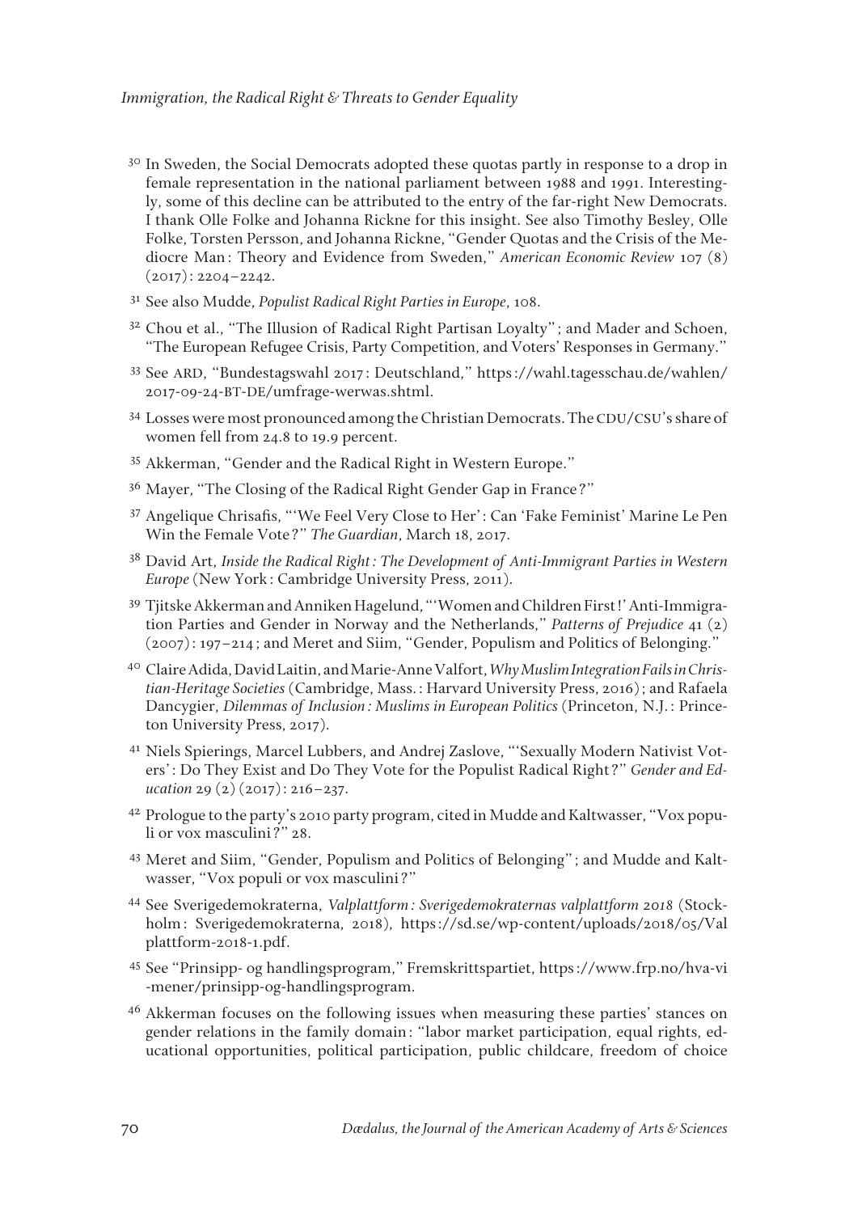[30] In Sweden, the Social Democrats adopted these quotas partly in response to a drop in female representation in the national parliament between 1988 and 1991. Interestingly, some of this decline can be attributed to the entry of the far-right New Democrats. I thank Olle Folke and Johanna Rickne for this insight. See also Timothy Besley, Olle Folke, Torsten Persson, and Johanna Rickne, "Gender Quotas and the Crisis of the Mediocre Man: Theory and Evidence from Sweden," *American Economic Review* 107 (8) (2017): 2204–2242.

[31] See also Mudde, *Populist Radical Right Parties in Europe*, 108.

[32] Chou et al., "The Illusion of Radical Right Partisan Loyalty"; and Mader and Schoen, "The European Refugee Crisis, Party Competition, and Voters' Responses in Germany."

[33] See ARD, "Bundestagswahl 2017: Deutschland," https://wahl.tagesschau.de/wahlen/2017-09-24-BT-DE/umfrage-werwas.shtml.

[34] Losses were most pronounced among the Christian Democrats. The CDU/CSU's share of women fell from 24.8 to 19.9 percent.

[35] Akkerman, "Gender and the Radical Right in Western Europe."

[36] Mayer, "The Closing of the Radical Right Gender Gap in France?"

[37] Angelique Chrisafis, "'We Feel Very Close to Her': Can 'Fake Feminist' Marine Le Pen Win the Female Vote?" *The Guardian*, March 18, 2017.

[38] David Art, *Inside the Radical Right: The Development of Anti-Immigrant Parties in Western Europe* (New York: Cambridge University Press, 2011).

[39] Tjitske Akkerman and Anniken Hagelund, "'Women and Children First!' Anti-Immigration Parties and Gender in Norway and the Netherlands," *Patterns of Prejudice* 41 (2) (2007): 197–214; and Meret and Siim, "Gender, Populism and Politics of Belonging."

[40] Claire Adida, David Laitin, and Marie-Anne Valfort, *Why Muslim Integration Fails in Christian-Heritage Societies* (Cambridge, Mass.: Harvard University Press, 2016); and Rafaela Dancygier, *Dilemmas of Inclusion: Muslims in European Politics* (Princeton, N.J.: Princeton University Press, 2017).

[41] Niels Spierings, Marcel Lubbers, and Andrej Zaslove, "'Sexually Modern Nativist Voters': Do They Exist and Do They Vote for the Populist Radical Right?" *Gender and Education* 29 (2) (2017): 216–237.

[42] Prologue to the party's 2010 party program, cited in Mudde and Kaltwasser, "Vox populi or vox masculini?" 28.

[43] Meret and Siim, "Gender, Populism and Politics of Belonging"; and Mudde and Kaltwasser, "Vox populi or vox masculini?"

[44] See Sverigedemokraterna, *Valplattform: Sverigedemokraternas valplattform 2018* (Stockholm: Sverigedemokraterna, 2018), https://sd.se/wp-content/uploads/2018/05/Valplattform-2018-1.pdf.

[45] See "Prinsipp- og handlingsprogram," Fremskrittspartiet, https://www.frp.no/hva-vi-mener/prinsipp-og-handlingsprogram.

[46] Akkerman focuses on the following issues when measuring these parties' stances on gender relations in the family domain: "labor market participation, equal rights, educational opportunities, political participation, public childcare, freedom of choice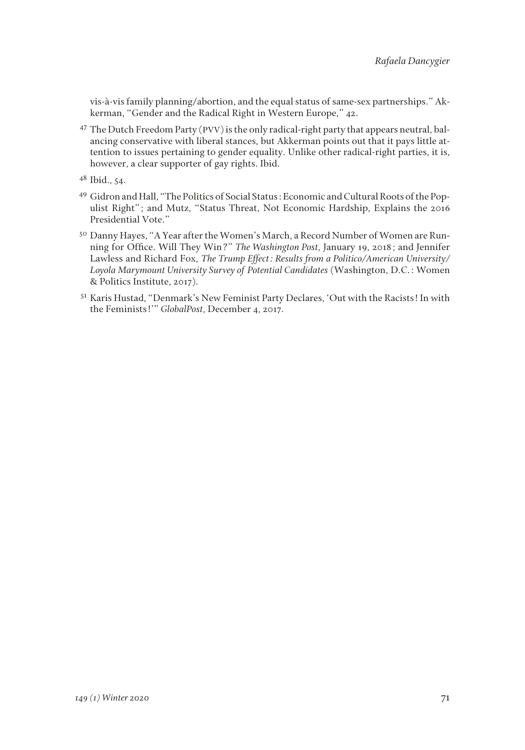vis-à-vis family planning/abortion, and the equal status of same-sex partnerships." Akkerman, "Gender and the Radical Right in Western Europe," 42.

[47] The Dutch Freedom Party (PVV) is the only radical-right party that appears neutral, balancing conservative with liberal stances, but Akkerman points out that it pays little attention to issues pertaining to gender equality. Unlike other radical-right parties, it is, however, a clear supporter of gay rights. Ibid.

[48] Ibid., 54.

[49] Gidron and Hall, "The Politics of Social Status: Economic and Cultural Roots of the Populist Right"; and Mutz, "Status Threat, Not Economic Hardship, Explains the 2016 Presidential Vote."

[50] Danny Hayes, "A Year after the Women's March, a Record Number of Women are Running for Office. Will They Win?" *The Washington Post*, January 19, 2018; and Jennifer Lawless and Richard Fox, *The Trump Effect: Results from a Politico/American University/Loyola Marymount University Survey of Potential Candidates* (Washington, D.C.: Women & Politics Institute, 2017).

[51] Karis Hustad, "Denmark's New Feminist Party Declares, 'Out with the Racists! In with the Feminists!'" *GlobalPost*, December 4, 2017.